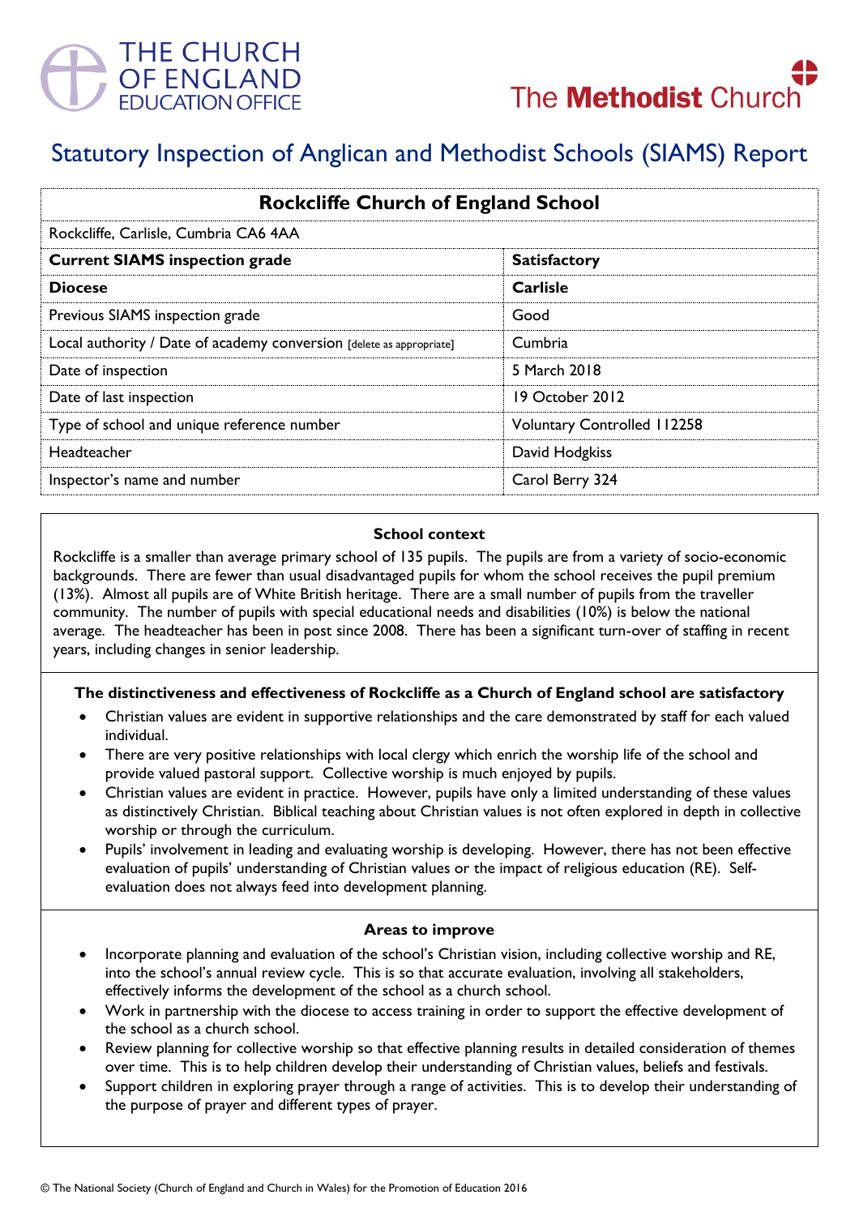THE CHURCH OF ENGLAND EDUCATION OFFICE

The Methodist Church

# Statutory Inspection of Anglican and Methodist Schools (SIAMS) Report

| Rockcliffe Church of England School | |
|---|---|
| Rockcliffe, Carlisle, Cumbria CA6 4AA | |
| **Current SIAMS inspection grade** | **Satisfactory** |
| **Diocese** | **Carlisle** |
| Previous SIAMS inspection grade | Good |
| Local authority / Date of academy conversion [delete as appropriate] | Cumbria |
| Date of inspection | 5 March 2018 |
| Date of last inspection | 19 October 2012 |
| Type of school and unique reference number | Voluntary Controlled 112258 |
| Headteacher | David Hodgkiss |
| Inspector's name and number | Carol Berry 324 |

### School context

Rockcliffe is a smaller than average primary school of 135 pupils. The pupils are from a variety of socio-economic backgrounds. There are fewer than usual disadvantaged pupils for whom the school receives the pupil premium (13%). Almost all pupils are of White British heritage. There are a small number of pupils from the traveller community. The number of pupils with special educational needs and disabilities (10%) is below the national average. The headteacher has been in post since 2008. There has been a significant turn-over of staffing in recent years, including changes in senior leadership.

### The distinctiveness and effectiveness of Rockcliffe as a Church of England school are satisfactory

- Christian values are evident in supportive relationships and the care demonstrated by staff for each valued individual.
- There are very positive relationships with local clergy which enrich the worship life of the school and provide valued pastoral support. Collective worship is much enjoyed by pupils.
- Christian values are evident in practice. However, pupils have only a limited understanding of these values as distinctively Christian. Biblical teaching about Christian values is not often explored in depth in collective worship or through the curriculum.
- Pupils' involvement in leading and evaluating worship is developing. However, there has not been effective evaluation of pupils' understanding of Christian values or the impact of religious education (RE). Self-evaluation does not always feed into development planning.

### Areas to improve

- Incorporate planning and evaluation of the school's Christian vision, including collective worship and RE, into the school's annual review cycle. This is so that accurate evaluation, involving all stakeholders, effectively informs the development of the school as a church school.
- Work in partnership with the diocese to access training in order to support the effective development of the school as a church school.
- Review planning for collective worship so that effective planning results in detailed consideration of themes over time. This is to help children develop their understanding of Christian values, beliefs and festivals.
- Support children in exploring prayer through a range of activities. This is to develop their understanding of the purpose of prayer and different types of prayer.

© The National Society (Church of England and Church in Wales) for the Promotion of Education 2016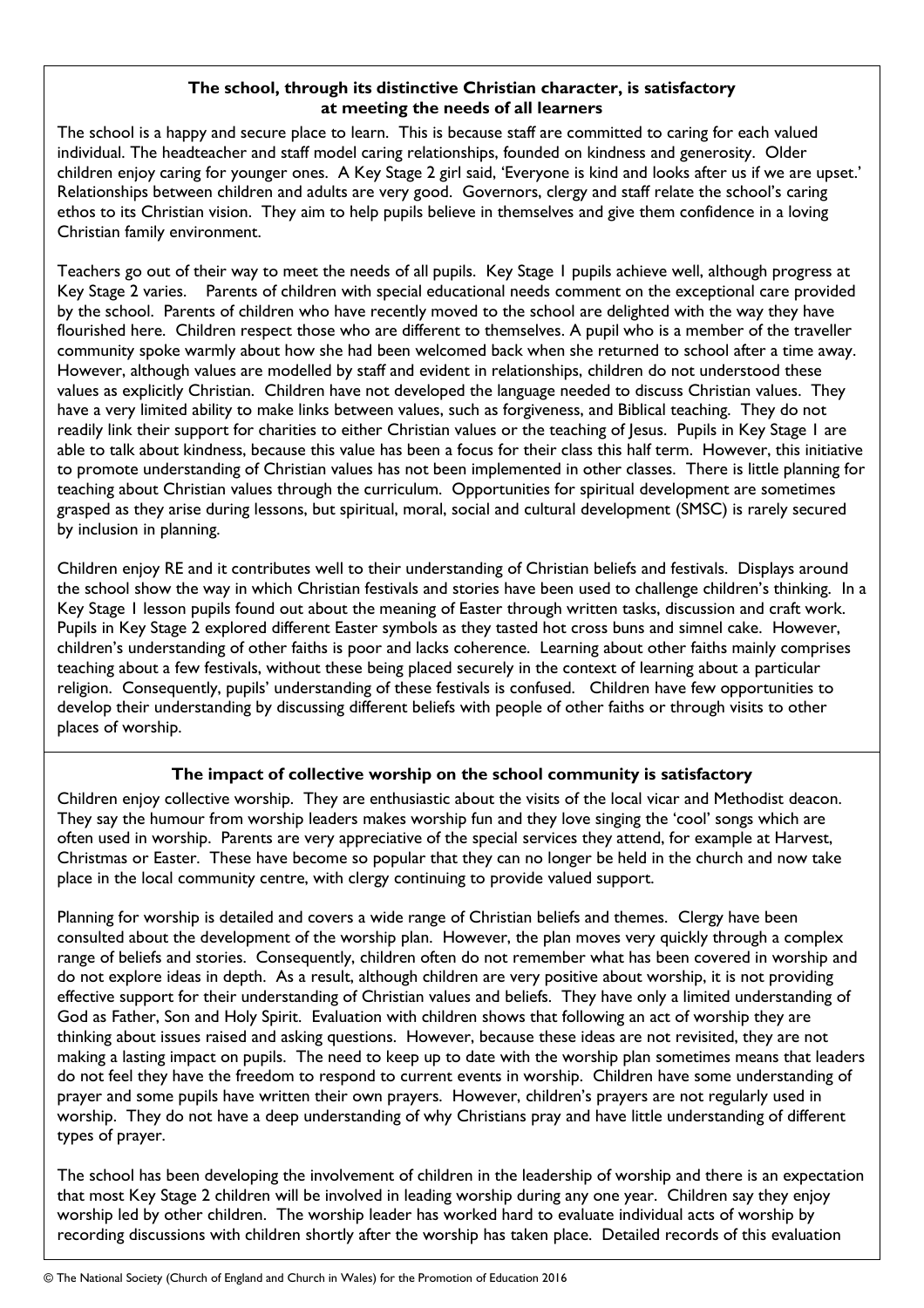### The school, through its distinctive Christian character, is satisfactory at meeting the needs of all learners

The school is a happy and secure place to learn. This is because staff are committed to caring for each valued individual. The headteacher and staff model caring relationships, founded on kindness and generosity. Older children enjoy caring for younger ones. A Key Stage 2 girl said, 'Everyone is kind and looks after us if we are upset.' Relationships between children and adults are very good. Governors, clergy and staff relate the school's caring ethos to its Christian vision. They aim to help pupils believe in themselves and give them confidence in a loving Christian family environment.

Teachers go out of their way to meet the needs of all pupils. Key Stage 1 pupils achieve well, although progress at Key Stage 2 varies. Parents of children with special educational needs comment on the exceptional care provided by the school. Parents of children who have recently moved to the school are delighted with the way they have flourished here. Children respect those who are different to themselves. A pupil who is a member of the traveller community spoke warmly about how she had been welcomed back when she returned to school after a time away. However, although values are modelled by staff and evident in relationships, children do not understood these values as explicitly Christian. Children have not developed the language needed to discuss Christian values. They have a very limited ability to make links between values, such as forgiveness, and Biblical teaching. They do not readily link their support for charities to either Christian values or the teaching of Jesus. Pupils in Key Stage 1 are able to talk about kindness, because this value has been a focus for their class this half term. However, this initiative to promote understanding of Christian values has not been implemented in other classes. There is little planning for teaching about Christian values through the curriculum. Opportunities for spiritual development are sometimes grasped as they arise during lessons, but spiritual, moral, social and cultural development (SMSC) is rarely secured by inclusion in planning.

Children enjoy RE and it contributes well to their understanding of Christian beliefs and festivals. Displays around the school show the way in which Christian festivals and stories have been used to challenge children's thinking. In a Key Stage 1 lesson pupils found out about the meaning of Easter through written tasks, discussion and craft work. Pupils in Key Stage 2 explored different Easter symbols as they tasted hot cross buns and simnel cake. However, children's understanding of other faiths is poor and lacks coherence. Learning about other faiths mainly comprises teaching about a few festivals, without these being placed securely in the context of learning about a particular religion. Consequently, pupils' understanding of these festivals is confused. Children have few opportunities to develop their understanding by discussing different beliefs with people of other faiths or through visits to other places of worship.

### The impact of collective worship on the school community is satisfactory

Children enjoy collective worship. They are enthusiastic about the visits of the local vicar and Methodist deacon. They say the humour from worship leaders makes worship fun and they love singing the 'cool' songs which are often used in worship. Parents are very appreciative of the special services they attend, for example at Harvest, Christmas or Easter. These have become so popular that they can no longer be held in the church and now take place in the local community centre, with clergy continuing to provide valued support.

Planning for worship is detailed and covers a wide range of Christian beliefs and themes. Clergy have been consulted about the development of the worship plan. However, the plan moves very quickly through a complex range of beliefs and stories. Consequently, children often do not remember what has been covered in worship and do not explore ideas in depth. As a result, although children are very positive about worship, it is not providing effective support for their understanding of Christian values and beliefs. They have only a limited understanding of God as Father, Son and Holy Spirit. Evaluation with children shows that following an act of worship they are thinking about issues raised and asking questions. However, because these ideas are not revisited, they are not making a lasting impact on pupils. The need to keep up to date with the worship plan sometimes means that leaders do not feel they have the freedom to respond to current events in worship. Children have some understanding of prayer and some pupils have written their own prayers. However, children's prayers are not regularly used in worship. They do not have a deep understanding of why Christians pray and have little understanding of different types of prayer.

The school has been developing the involvement of children in the leadership of worship and there is an expectation that most Key Stage 2 children will be involved in leading worship during any one year. Children say they enjoy worship led by other children. The worship leader has worked hard to evaluate individual acts of worship by recording discussions with children shortly after the worship has taken place. Detailed records of this evaluation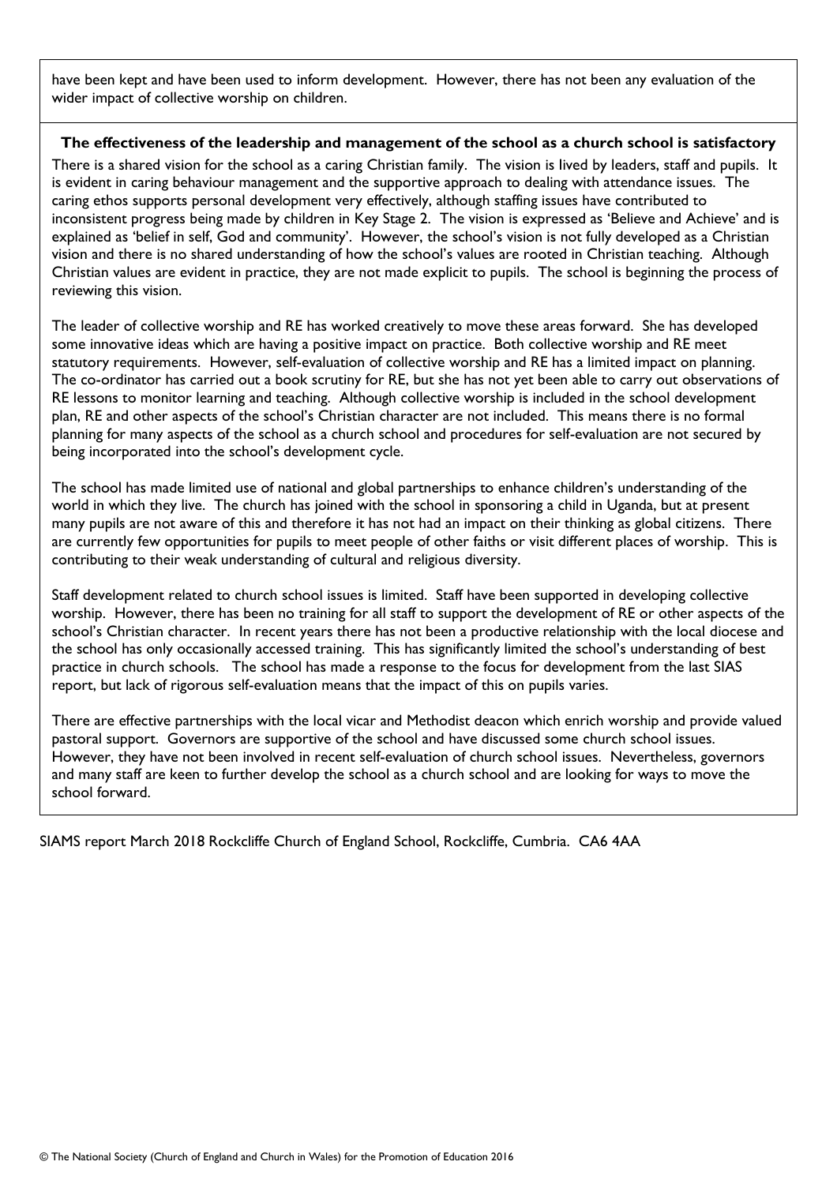have been kept and have been used to inform development. However, there has not been any evaluation of the wider impact of collective worship on children.

**The effectiveness of the leadership and management of the school as a church school is satisfactory**

There is a shared vision for the school as a caring Christian family. The vision is lived by leaders, staff and pupils. It is evident in caring behaviour management and the supportive approach to dealing with attendance issues. The caring ethos supports personal development very effectively, although staffing issues have contributed to inconsistent progress being made by children in Key Stage 2. The vision is expressed as 'Believe and Achieve' and is explained as 'belief in self, God and community'. However, the school's vision is not fully developed as a Christian vision and there is no shared understanding of how the school's values are rooted in Christian teaching. Although Christian values are evident in practice, they are not made explicit to pupils. The school is beginning the process of reviewing this vision.

The leader of collective worship and RE has worked creatively to move these areas forward. She has developed some innovative ideas which are having a positive impact on practice. Both collective worship and RE meet statutory requirements. However, self-evaluation of collective worship and RE has a limited impact on planning. The co-ordinator has carried out a book scrutiny for RE, but she has not yet been able to carry out observations of RE lessons to monitor learning and teaching. Although collective worship is included in the school development plan, RE and other aspects of the school's Christian character are not included. This means there is no formal planning for many aspects of the school as a church school and procedures for self-evaluation are not secured by being incorporated into the school's development cycle.

The school has made limited use of national and global partnerships to enhance children's understanding of the world in which they live. The church has joined with the school in sponsoring a child in Uganda, but at present many pupils are not aware of this and therefore it has not had an impact on their thinking as global citizens. There are currently few opportunities for pupils to meet people of other faiths or visit different places of worship. This is contributing to their weak understanding of cultural and religious diversity.

Staff development related to church school issues is limited. Staff have been supported in developing collective worship. However, there has been no training for all staff to support the development of RE or other aspects of the school's Christian character. In recent years there has not been a productive relationship with the local diocese and the school has only occasionally accessed training. This has significantly limited the school's understanding of best practice in church schools. The school has made a response to the focus for development from the last SIAS report, but lack of rigorous self-evaluation means that the impact of this on pupils varies.

There are effective partnerships with the local vicar and Methodist deacon which enrich worship and provide valued pastoral support. Governors are supportive of the school and have discussed some church school issues. However, they have not been involved in recent self-evaluation of church school issues. Nevertheless, governors and many staff are keen to further develop the school as a church school and are looking for ways to move the school forward.

SIAMS report March 2018 Rockcliffe Church of England School, Rockcliffe, Cumbria. CA6 4AA